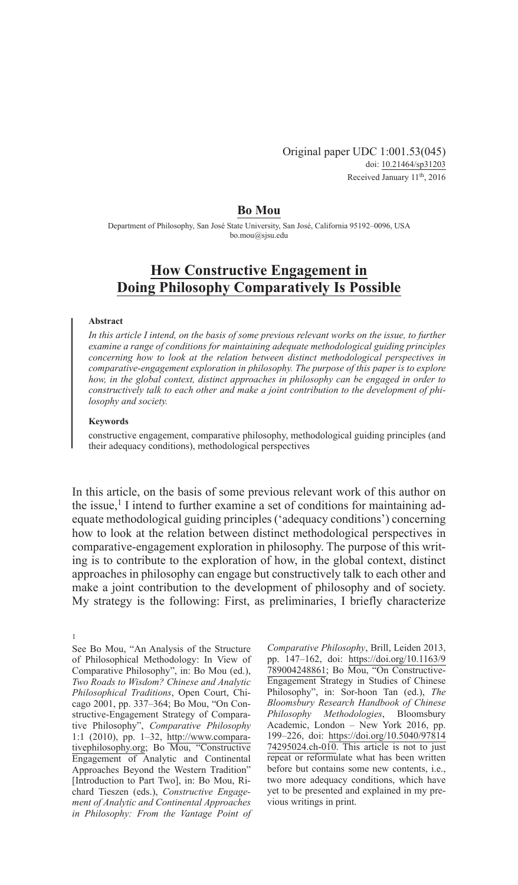Original paper UDC 1:001.53(045)
doi: 10.21464/sp31203
Received January 11th, 2016

**Bo Mou**

Department of Philosophy, San José State University, San José, California 95192–0096, USA
bo.mou@sjsu.edu

# How Constructive Engagement in Doing Philosophy Comparatively Is Possible

**Abstract**

*In this article I intend, on the basis of some previous relevant works on the issue, to further examine a range of conditions for maintaining adequate methodological guiding principles concerning how to look at the relation between distinct methodological perspectives in comparative-engagement exploration in philosophy. The purpose of this paper is to explore how, in the global context, distinct approaches in philosophy can be engaged in order to constructively talk to each other and make a joint contribution to the development of philosophy and society.*

**Keywords**

constructive engagement, comparative philosophy, methodological guiding principles (and their adequacy conditions), methodological perspectives

In this article, on the basis of some previous relevant work of this author on the issue,[1] I intend to further examine a set of conditions for maintaining adequate methodological guiding principles ('adequacy conditions') concerning how to look at the relation between distinct methodological perspectives in comparative-engagement exploration in philosophy. The purpose of this writing is to contribute to the exploration of how, in the global context, distinct approaches in philosophy can engage but constructively talk to each other and make a joint contribution to the development of philosophy and of society. My strategy is the following: First, as preliminaries, I briefly characterize

1

See Bo Mou, "An Analysis of the Structure of Philosophical Methodology: In View of Comparative Philosophy", in: Bo Mou (ed.), *Two Roads to Wisdom? Chinese and Analytic Philosophical Traditions*, Open Court, Chicago 2001, pp. 337–364; Bo Mou, "On Constructive-Engagement Strategy of Comparative Philosophy", *Comparative Philosophy* 1:1 (2010), pp. 1–32, http://www.comparativephilosophy.org; Bo Mou, "Constructive Engagement of Analytic and Continental Approaches Beyond the Western Tradition" [Introduction to Part Two], in: Bo Mou, Richard Tieszen (eds.), *Constructive Engagement of Analytic and Continental Approaches in Philosophy: From the Vantage Point of Comparative Philosophy*, Brill, Leiden 2013, pp. 147–162, doi: https://doi.org/10.1163/9789004248861; Bo Mou, "On Constructive-Engagement Strategy in Studies of Chinese Philosophy", in: Sor-hoon Tan (ed.), *The Bloomsbury Research Handbook of Chinese Philosophy Methodologies*, Bloomsbury Academic, London – New York 2016, pp. 199–226, doi: https://doi.org/10.5040/9781474295024.ch-010. This article is not to just repeat or reformulate what has been written before but contains some new contents, i.e., two more adequacy conditions, which have yet to be presented and explained in my previous writings in print.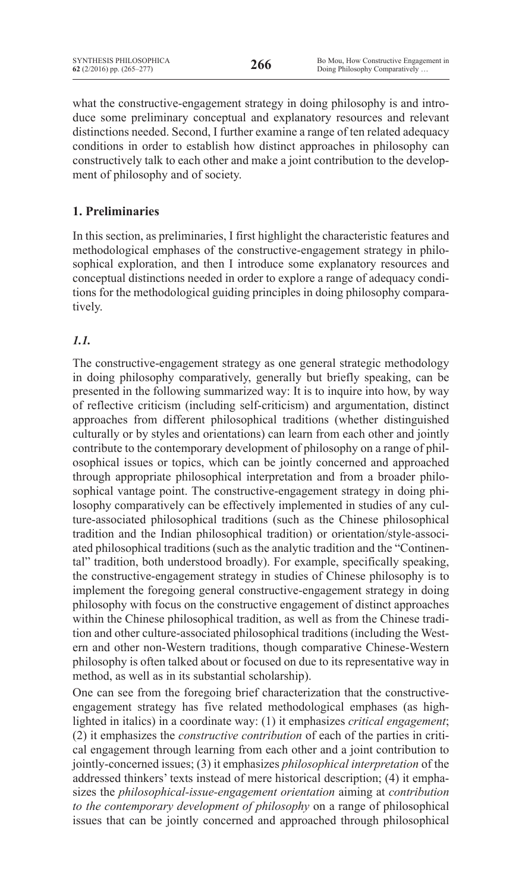what the constructive-engagement strategy in doing philosophy is and introduce some preliminary conceptual and explanatory resources and relevant distinctions needed. Second, I further examine a range of ten related adequacy conditions in order to establish how distinct approaches in philosophy can constructively talk to each other and make a joint contribution to the development of philosophy and of society.

## 1. Preliminaries

In this section, as preliminaries, I first highlight the characteristic features and methodological emphases of the constructive-engagement strategy in philosophical exploration, and then I introduce some explanatory resources and conceptual distinctions needed in order to explore a range of adequacy conditions for the methodological guiding principles in doing philosophy comparatively.

### *1.1.*

The constructive-engagement strategy as one general strategic methodology in doing philosophy comparatively, generally but briefly speaking, can be presented in the following summarized way: It is to inquire into how, by way of reflective criticism (including self-criticism) and argumentation, distinct approaches from different philosophical traditions (whether distinguished culturally or by styles and orientations) can learn from each other and jointly contribute to the contemporary development of philosophy on a range of philosophical issues or topics, which can be jointly concerned and approached through appropriate philosophical interpretation and from a broader philosophical vantage point. The constructive-engagement strategy in doing philosophy comparatively can be effectively implemented in studies of any culture-associated philosophical traditions (such as the Chinese philosophical tradition and the Indian philosophical tradition) or orientation/style-associated philosophical traditions (such as the analytic tradition and the "Continental" tradition, both understood broadly). For example, specifically speaking, the constructive-engagement strategy in studies of Chinese philosophy is to implement the foregoing general constructive-engagement strategy in doing philosophy with focus on the constructive engagement of distinct approaches within the Chinese philosophical tradition, as well as from the Chinese tradition and other culture-associated philosophical traditions (including the Western and other non-Western traditions, though comparative Chinese-Western philosophy is often talked about or focused on due to its representative way in method, as well as in its substantial scholarship).

One can see from the foregoing brief characterization that the constructive-engagement strategy has five related methodological emphases (as highlighted in italics) in a coordinate way: (1) it emphasizes *critical engagement*; (2) it emphasizes the *constructive contribution* of each of the parties in critical engagement through learning from each other and a joint contribution to jointly-concerned issues; (3) it emphasizes *philosophical interpretation* of the addressed thinkers' texts instead of mere historical description; (4) it emphasizes the *philosophical-issue-engagement orientation* aiming at *contribution to the contemporary development of philosophy* on a range of philosophical issues that can be jointly concerned and approached through philosophical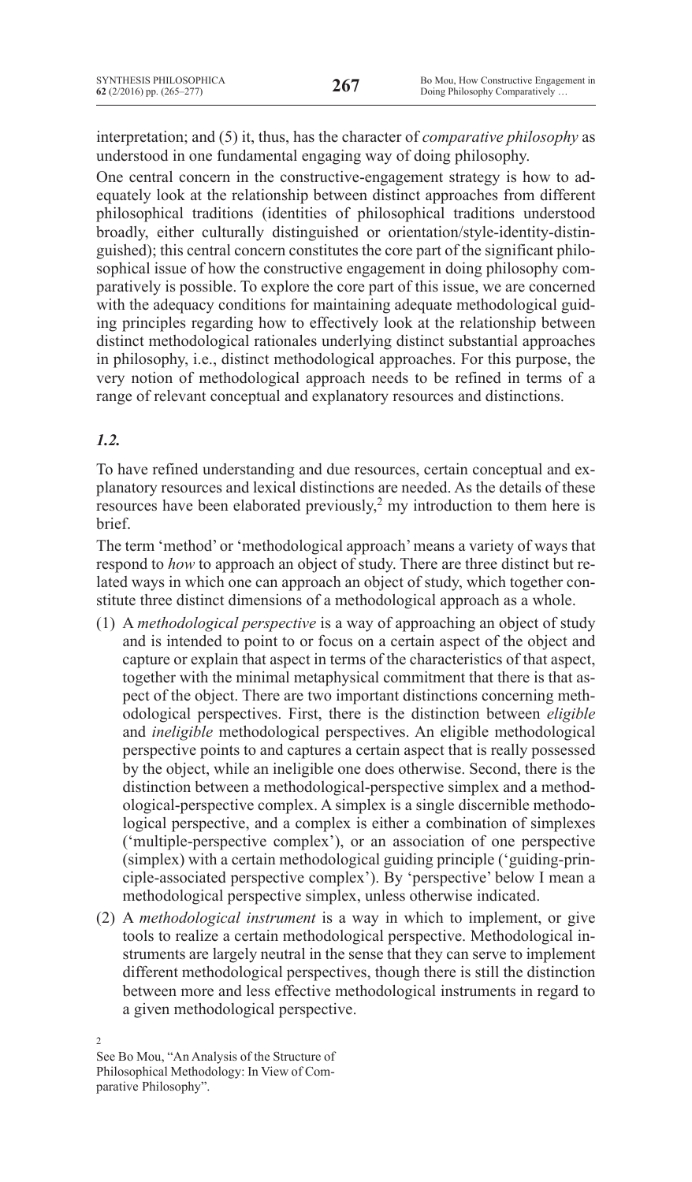interpretation; and (5) it, thus, has the character of *comparative philosophy* as understood in one fundamental engaging way of doing philosophy.

One central concern in the constructive-engagement strategy is how to adequately look at the relationship between distinct approaches from different philosophical traditions (identities of philosophical traditions understood broadly, either culturally distinguished or orientation/style-identity-distinguished); this central concern constitutes the core part of the significant philosophical issue of how the constructive engagement in doing philosophy comparatively is possible. To explore the core part of this issue, we are concerned with the adequacy conditions for maintaining adequate methodological guiding principles regarding how to effectively look at the relationship between distinct methodological rationales underlying distinct substantial approaches in philosophy, i.e., distinct methodological approaches. For this purpose, the very notion of methodological approach needs to be refined in terms of a range of relevant conceptual and explanatory resources and distinctions.

### *1.2.*

To have refined understanding and due resources, certain conceptual and explanatory resources and lexical distinctions are needed. As the details of these resources have been elaborated previously,[2] my introduction to them here is brief.

The term 'method' or 'methodological approach' means a variety of ways that respond to *how* to approach an object of study. There are three distinct but related ways in which one can approach an object of study, which together constitute three distinct dimensions of a methodological approach as a whole.

(1) A *methodological perspective* is a way of approaching an object of study and is intended to point to or focus on a certain aspect of the object and capture or explain that aspect in terms of the characteristics of that aspect, together with the minimal metaphysical commitment that there is that aspect of the object. There are two important distinctions concerning methodological perspectives. First, there is the distinction between *eligible* and *ineligible* methodological perspectives. An eligible methodological perspective points to and captures a certain aspect that is really possessed by the object, while an ineligible one does otherwise. Second, there is the distinction between a methodological-perspective simplex and a methodological-perspective complex. A simplex is a single discernible methodological perspective, and a complex is either a combination of simplexes ('multiple-perspective complex'), or an association of one perspective (simplex) with a certain methodological guiding principle ('guiding-principle-associated perspective complex'). By 'perspective' below I mean a methodological perspective simplex, unless otherwise indicated.

(2) A *methodological instrument* is a way in which to implement, or give tools to realize a certain methodological perspective. Methodological instruments are largely neutral in the sense that they can serve to implement different methodological perspectives, though there is still the distinction between more and less effective methodological instruments in regard to a given methodological perspective.

---

[2] See Bo Mou, "An Analysis of the Structure of Philosophical Methodology: In View of Comparative Philosophy".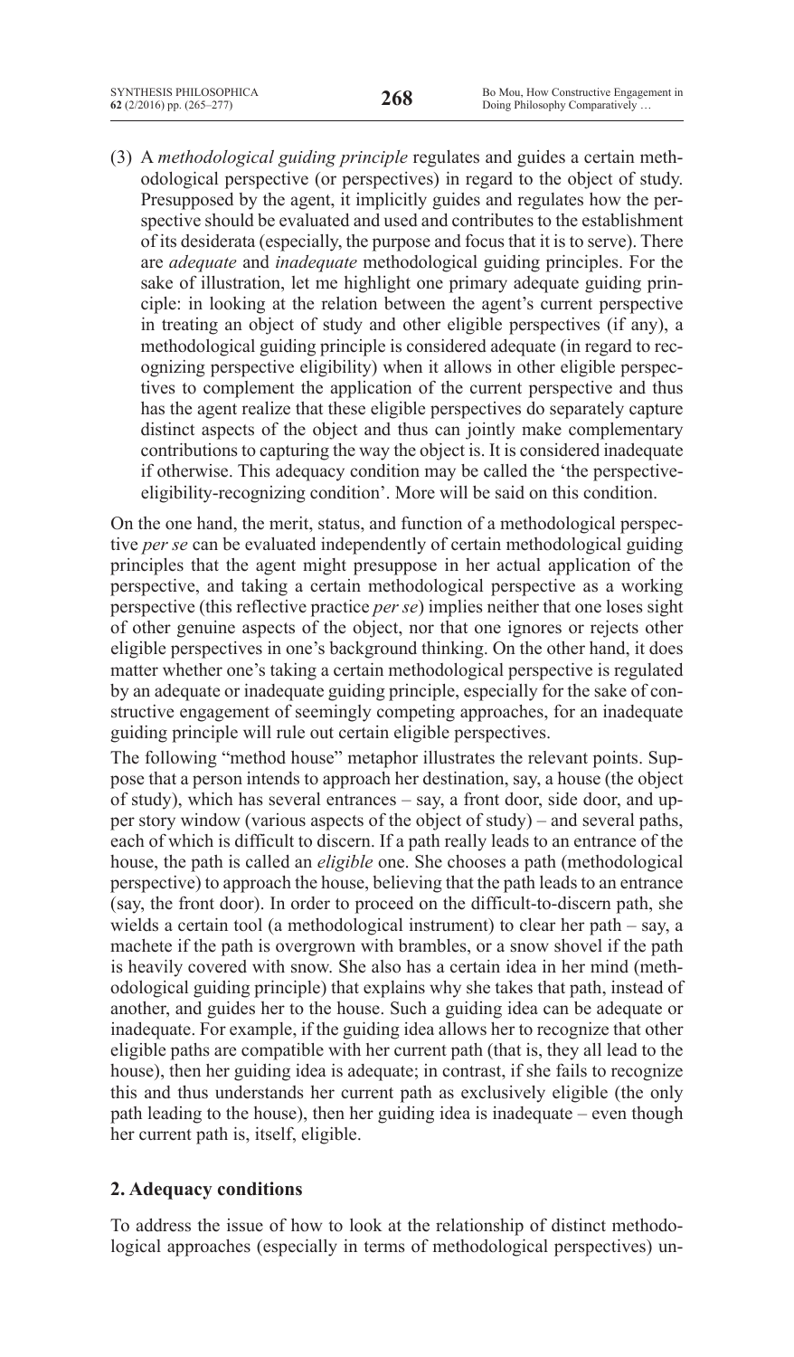(3) A *methodological guiding principle* regulates and guides a certain methodological perspective (or perspectives) in regard to the object of study. Presupposed by the agent, it implicitly guides and regulates how the perspective should be evaluated and used and contributes to the establishment of its desiderata (especially, the purpose and focus that it is to serve). There are *adequate* and *inadequate* methodological guiding principles. For the sake of illustration, let me highlight one primary adequate guiding principle: in looking at the relation between the agent's current perspective in treating an object of study and other eligible perspectives (if any), a methodological guiding principle is considered adequate (in regard to recognizing perspective eligibility) when it allows in other eligible perspectives to complement the application of the current perspective and thus has the agent realize that these eligible perspectives do separately capture distinct aspects of the object and thus can jointly make complementary contributions to capturing the way the object is. It is considered inadequate if otherwise. This adequacy condition may be called the 'the perspective-eligibility-recognizing condition'. More will be said on this condition.

On the one hand, the merit, status, and function of a methodological perspective *per se* can be evaluated independently of certain methodological guiding principles that the agent might presuppose in her actual application of the perspective, and taking a certain methodological perspective as a working perspective (this reflective practice *per se*) implies neither that one loses sight of other genuine aspects of the object, nor that one ignores or rejects other eligible perspectives in one's background thinking. On the other hand, it does matter whether one's taking a certain methodological perspective is regulated by an adequate or inadequate guiding principle, especially for the sake of constructive engagement of seemingly competing approaches, for an inadequate guiding principle will rule out certain eligible perspectives.

The following "method house" metaphor illustrates the relevant points. Suppose that a person intends to approach her destination, say, a house (the object of study), which has several entrances – say, a front door, side door, and upper story window (various aspects of the object of study) – and several paths, each of which is difficult to discern. If a path really leads to an entrance of the house, the path is called an *eligible* one. She chooses a path (methodological perspective) to approach the house, believing that the path leads to an entrance (say, the front door). In order to proceed on the difficult-to-discern path, she wields a certain tool (a methodological instrument) to clear her path – say, a machete if the path is overgrown with brambles, or a snow shovel if the path is heavily covered with snow. She also has a certain idea in her mind (methodological guiding principle) that explains why she takes that path, instead of another, and guides her to the house. Such a guiding idea can be adequate or inadequate. For example, if the guiding idea allows her to recognize that other eligible paths are compatible with her current path (that is, they all lead to the house), then her guiding idea is adequate; in contrast, if she fails to recognize this and thus understands her current path as exclusively eligible (the only path leading to the house), then her guiding idea is inadequate – even though her current path is, itself, eligible.

## 2. Adequacy conditions

To address the issue of how to look at the relationship of distinct methodological approaches (especially in terms of methodological perspectives) un-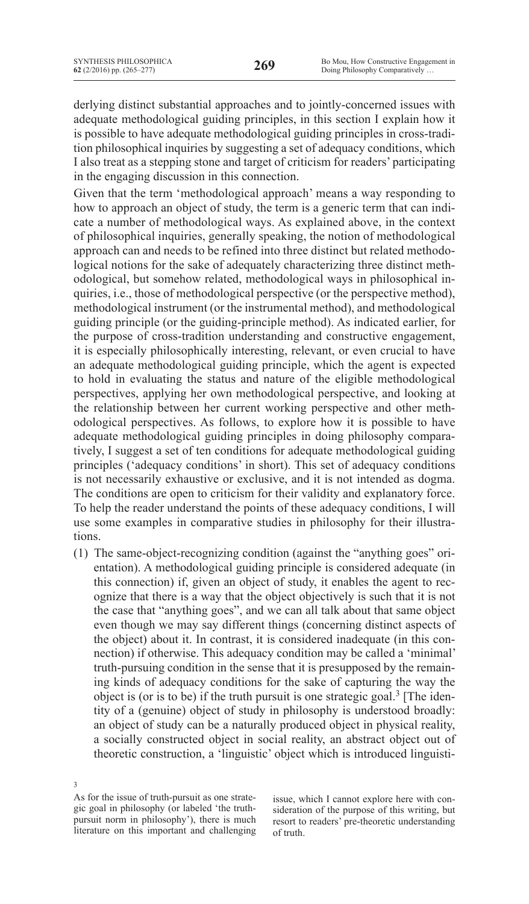derlying distinct substantial approaches and to jointly-concerned issues with adequate methodological guiding principles, in this section I explain how it is possible to have adequate methodological guiding principles in cross-tradition philosophical inquiries by suggesting a set of adequacy conditions, which I also treat as a stepping stone and target of criticism for readers' participating in the engaging discussion in this connection.

Given that the term 'methodological approach' means a way responding to how to approach an object of study, the term is a generic term that can indicate a number of methodological ways. As explained above, in the context of philosophical inquiries, generally speaking, the notion of methodological approach can and needs to be refined into three distinct but related methodological notions for the sake of adequately characterizing three distinct methodological, but somehow related, methodological ways in philosophical inquiries, i.e., those of methodological perspective (or the perspective method), methodological instrument (or the instrumental method), and methodological guiding principle (or the guiding-principle method). As indicated earlier, for the purpose of cross-tradition understanding and constructive engagement, it is especially philosophically interesting, relevant, or even crucial to have an adequate methodological guiding principle, which the agent is expected to hold in evaluating the status and nature of the eligible methodological perspectives, applying her own methodological perspective, and looking at the relationship between her current working perspective and other methodological perspectives. As follows, to explore how it is possible to have adequate methodological guiding principles in doing philosophy comparatively, I suggest a set of ten conditions for adequate methodological guiding principles ('adequacy conditions' in short). This set of adequacy conditions is not necessarily exhaustive or exclusive, and it is not intended as dogma. The conditions are open to criticism for their validity and explanatory force. To help the reader understand the points of these adequacy conditions, I will use some examples in comparative studies in philosophy for their illustrations.

(1) The same-object-recognizing condition (against the "anything goes" orientation). A methodological guiding principle is considered adequate (in this connection) if, given an object of study, it enables the agent to recognize that there is a way that the object objectively is such that it is not the case that "anything goes", and we can all talk about that same object even though we may say different things (concerning distinct aspects of the object) about it. In contrast, it is considered inadequate (in this connection) if otherwise. This adequacy condition may be called a 'minimal' truth-pursuing condition in the sense that it is presupposed by the remaining kinds of adequacy conditions for the sake of capturing the way the object is (or is to be) if the truth pursuit is one strategic goal.[3] [The identity of a (genuine) object of study in philosophy is understood broadly: an object of study can be a naturally produced object in physical reality, a socially constructed object in social reality, an abstract object out of theoretic construction, a 'linguistic' object which is introduced linguisti-

[3] As for the issue of truth-pursuit as one strategic goal in philosophy (or labeled 'the truth-pursuit norm in philosophy'), there is much literature on this important and challenging issue, which I cannot explore here with consideration of the purpose of this writing, but resort to readers' pre-theoretic understanding of truth.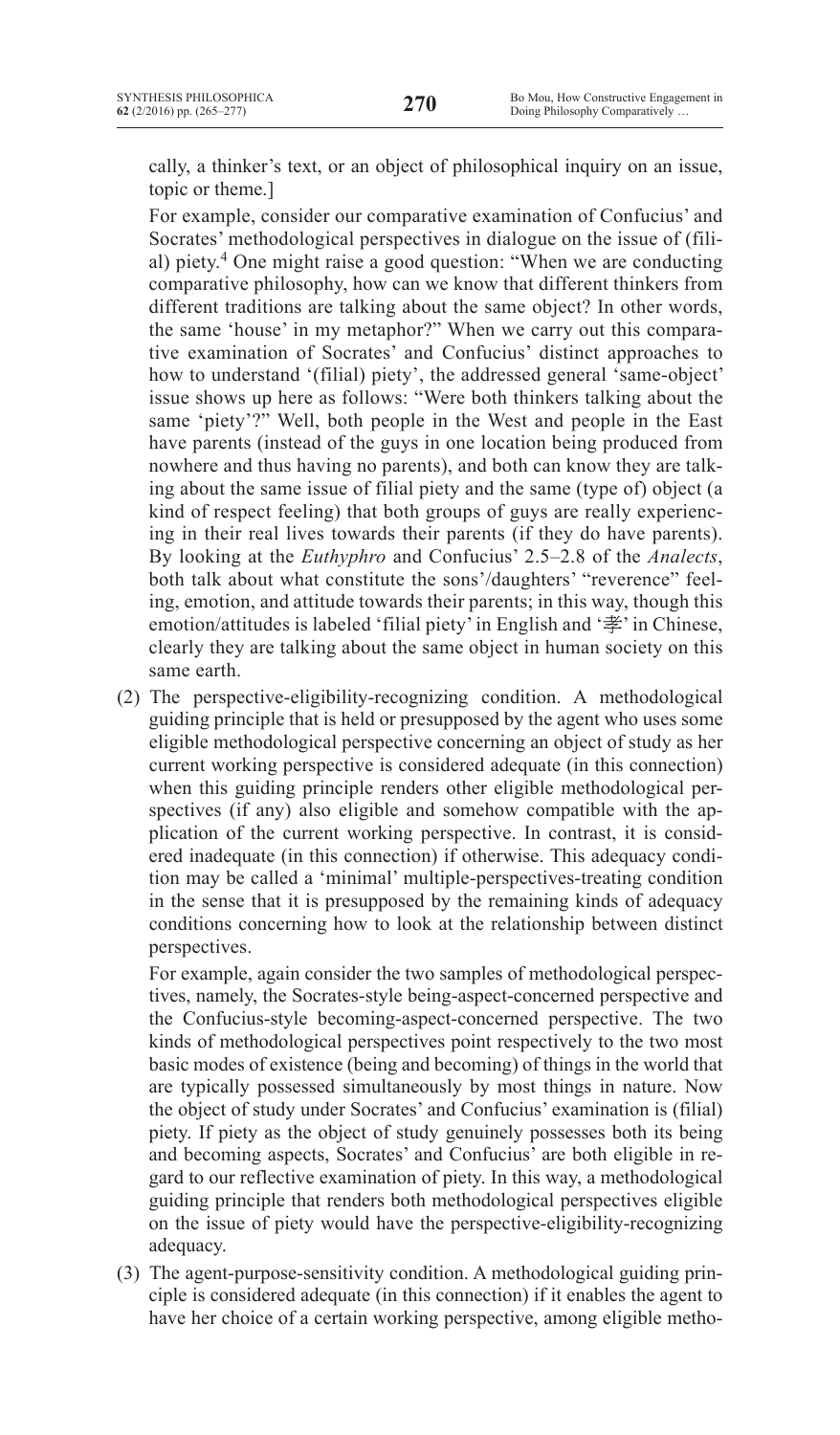cally, a thinker's text, or an object of philosophical inquiry on an issue, topic or theme.]

For example, consider our comparative examination of Confucius' and Socrates' methodological perspectives in dialogue on the issue of (filial) piety.[4] One might raise a good question: "When we are conducting comparative philosophy, how can we know that different thinkers from different traditions are talking about the same object? In other words, the same 'house' in my metaphor?" When we carry out this comparative examination of Socrates' and Confucius' distinct approaches to how to understand '(filial) piety', the addressed general 'same-object' issue shows up here as follows: "Were both thinkers talking about the same 'piety'?" Well, both people in the West and people in the East have parents (instead of the guys in one location being produced from nowhere and thus having no parents), and both can know they are talking about the same issue of filial piety and the same (type of) object (a kind of respect feeling) that both groups of guys are really experiencing in their real lives towards their parents (if they do have parents). By looking at the *Euthyphro* and Confucius' 2.5–2.8 of the *Analects*, both talk about what constitute the sons'/daughters' "reverence" feeling, emotion, and attitude towards their parents; in this way, though this emotion/attitudes is labeled 'filial piety' in English and '孝' in Chinese, clearly they are talking about the same object in human society on this same earth.

(2) The perspective-eligibility-recognizing condition. A methodological guiding principle that is held or presupposed by the agent who uses some eligible methodological perspective concerning an object of study as her current working perspective is considered adequate (in this connection) when this guiding principle renders other eligible methodological perspectives (if any) also eligible and somehow compatible with the application of the current working perspective. In contrast, it is considered inadequate (in this connection) if otherwise. This adequacy condition may be called a 'minimal' multiple-perspectives-treating condition in the sense that it is presupposed by the remaining kinds of adequacy conditions concerning how to look at the relationship between distinct perspectives.

For example, again consider the two samples of methodological perspectives, namely, the Socrates-style being-aspect-concerned perspective and the Confucius-style becoming-aspect-concerned perspective. The two kinds of methodological perspectives point respectively to the two most basic modes of existence (being and becoming) of things in the world that are typically possessed simultaneously by most things in nature. Now the object of study under Socrates' and Confucius' examination is (filial) piety. If piety as the object of study genuinely possesses both its being and becoming aspects, Socrates' and Confucius' are both eligible in regard to our reflective examination of piety. In this way, a methodological guiding principle that renders both methodological perspectives eligible on the issue of piety would have the perspective-eligibility-recognizing adequacy.

(3) The agent-purpose-sensitivity condition. A methodological guiding principle is considered adequate (in this connection) if it enables the agent to have her choice of a certain working perspective, among eligible metho-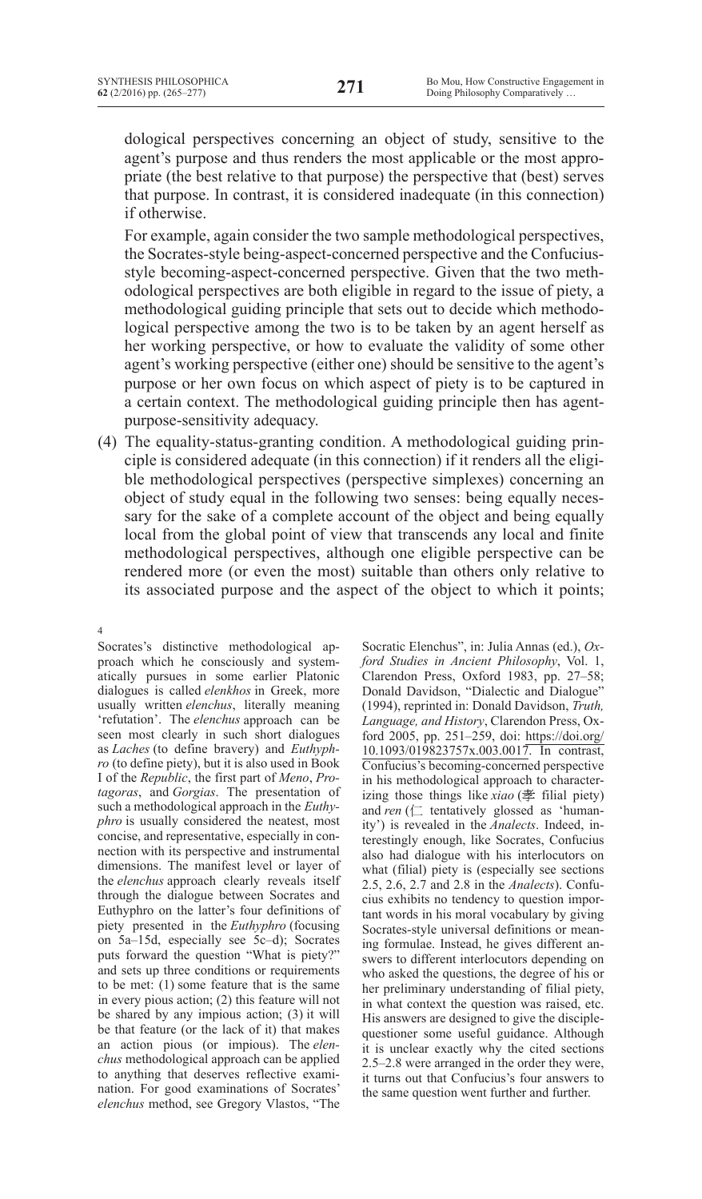dological perspectives concerning an object of study, sensitive to the agent's purpose and thus renders the most applicable or the most appropriate (the best relative to that purpose) the perspective that (best) serves that purpose. In contrast, it is considered inadequate (in this connection) if otherwise.

For example, again consider the two sample methodological perspectives, the Socrates-style being-aspect-concerned perspective and the Confucius-style becoming-aspect-concerned perspective. Given that the two methodological perspectives are both eligible in regard to the issue of piety, a methodological guiding principle that sets out to decide which methodological perspective among the two is to be taken by an agent herself as her working perspective, or how to evaluate the validity of some other agent's working perspective (either one) should be sensitive to the agent's purpose or her own focus on which aspect of piety is to be captured in a certain context. The methodological guiding principle then has agent-purpose-sensitivity adequacy.

(4) The equality-status-granting condition. A methodological guiding principle is considered adequate (in this connection) if it renders all the eligible methodological perspectives (perspective simplexes) concerning an object of study equal in the following two senses: being equally necessary for the sake of a complete account of the object and being equally local from the global point of view that transcends any local and finite methodological perspectives, although one eligible perspective can be rendered more (or even the most) suitable than others only relative to its associated purpose and the aspect of the object to which it points;

---

4

Socrates's distinctive methodological approach which he consciously and systematically pursues in some earlier Platonic dialogues is called *elenkhos* in Greek, more usually written *elenchus*, literally meaning 'refutation'. The *elenchus* approach can be seen most clearly in such short dialogues as *Laches* (to define bravery) and *Euthyphro* (to define piety), but it is also used in Book I of the *Republic*, the first part of *Meno*, *Protagoras*, and *Gorgias*. The presentation of such a methodological approach in the *Euthyphro* is usually considered the neatest, most concise, and representative, especially in connection with its perspective and instrumental dimensions. The manifest level or layer of the *elenchus* approach clearly reveals itself through the dialogue between Socrates and Euthyphro on the latter's four definitions of piety presented in the *Euthyphro* (focusing on 5a–15d, especially see 5c–d); Socrates puts forward the question "What is piety?" and sets up three conditions or requirements to be met: (1) some feature that is the same in every pious action; (2) this feature will not be shared by any impious action; (3) it will be that feature (or the lack of it) that makes an action pious (or impious). The *elenchus* methodological approach can be applied to anything that deserves reflective examination. For good examinations of Socrates' *elenchus* method, see Gregory Vlastos, "The Socratic Elenchus", in: Julia Annas (ed.), *Oxford Studies in Ancient Philosophy*, Vol. 1, Clarendon Press, Oxford 1983, pp. 27–58; Donald Davidson, "Dialectic and Dialogue" (1994), reprinted in: Donald Davidson, *Truth, Language, and History*, Clarendon Press, Oxford 2005, pp. 251–259, doi: https://doi.org/10.1093/019823757x.003.0017. In contrast, Confucius's becoming-concerned perspective in his methodological approach to characterizing those things like *xiao* (孝 filial piety) and *ren* (仁 tentatively glossed as 'humanity') is revealed in the *Analects*. Indeed, interestingly enough, like Socrates, Confucius also had dialogue with his interlocutors on what (filial) piety is (especially see sections 2.5, 2.6, 2.7 and 2.8 in the *Analects*). Confucius exhibits no tendency to question important words in his moral vocabulary by giving Socrates-style universal definitions or meaning formulae. Instead, he gives different answers to different interlocutors depending on who asked the questions, the degree of his or her preliminary understanding of filial piety, in what context the question was raised, etc. His answers are designed to give the disciple-questioner some useful guidance. Although it is unclear exactly why the cited sections 2.5–2.8 were arranged in the order they were, it turns out that Confucius's four answers to the same question went further and further.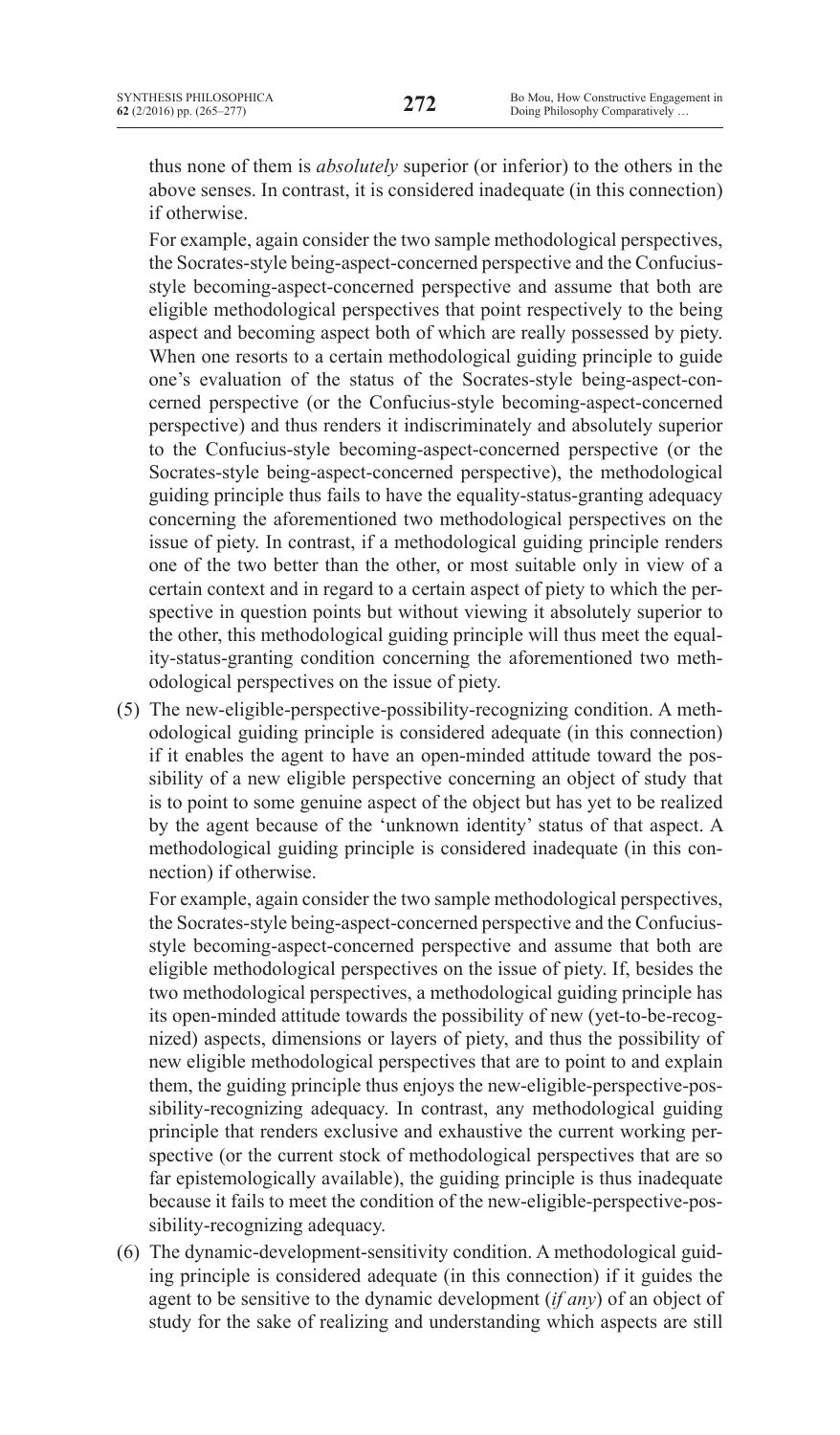thus none of them is *absolutely* superior (or inferior) to the others in the above senses. In contrast, it is considered inadequate (in this connection) if otherwise.

For example, again consider the two sample methodological perspectives, the Socrates-style being-aspect-concerned perspective and the Confucius-style becoming-aspect-concerned perspective and assume that both are eligible methodological perspectives that point respectively to the being aspect and becoming aspect both of which are really possessed by piety. When one resorts to a certain methodological guiding principle to guide one's evaluation of the status of the Socrates-style being-aspect-concerned perspective (or the Confucius-style becoming-aspect-concerned perspective) and thus renders it indiscriminately and absolutely superior to the Confucius-style becoming-aspect-concerned perspective (or the Socrates-style being-aspect-concerned perspective), the methodological guiding principle thus fails to have the equality-status-granting adequacy concerning the aforementioned two methodological perspectives on the issue of piety. In contrast, if a methodological guiding principle renders one of the two better than the other, or most suitable only in view of a certain context and in regard to a certain aspect of piety to which the perspective in question points but without viewing it absolutely superior to the other, this methodological guiding principle will thus meet the equality-status-granting condition concerning the aforementioned two methodological perspectives on the issue of piety.

(5) The new-eligible-perspective-possibility-recognizing condition. A methodological guiding principle is considered adequate (in this connection) if it enables the agent to have an open-minded attitude toward the possibility of a new eligible perspective concerning an object of study that is to point to some genuine aspect of the object but has yet to be realized by the agent because of the 'unknown identity' status of that aspect. A methodological guiding principle is considered inadequate (in this connection) if otherwise.

For example, again consider the two sample methodological perspectives, the Socrates-style being-aspect-concerned perspective and the Confucius-style becoming-aspect-concerned perspective and assume that both are eligible methodological perspectives on the issue of piety. If, besides the two methodological perspectives, a methodological guiding principle has its open-minded attitude towards the possibility of new (yet-to-be-recognized) aspects, dimensions or layers of piety, and thus the possibility of new eligible methodological perspectives that are to point to and explain them, the guiding principle thus enjoys the new-eligible-perspective-possibility-recognizing adequacy. In contrast, any methodological guiding principle that renders exclusive and exhaustive the current working perspective (or the current stock of methodological perspectives that are so far epistemologically available), the guiding principle is thus inadequate because it fails to meet the condition of the new-eligible-perspective-possibility-recognizing adequacy.

(6) The dynamic-development-sensitivity condition. A methodological guiding principle is considered adequate (in this connection) if it guides the agent to be sensitive to the dynamic development (*if any*) of an object of study for the sake of realizing and understanding which aspects are still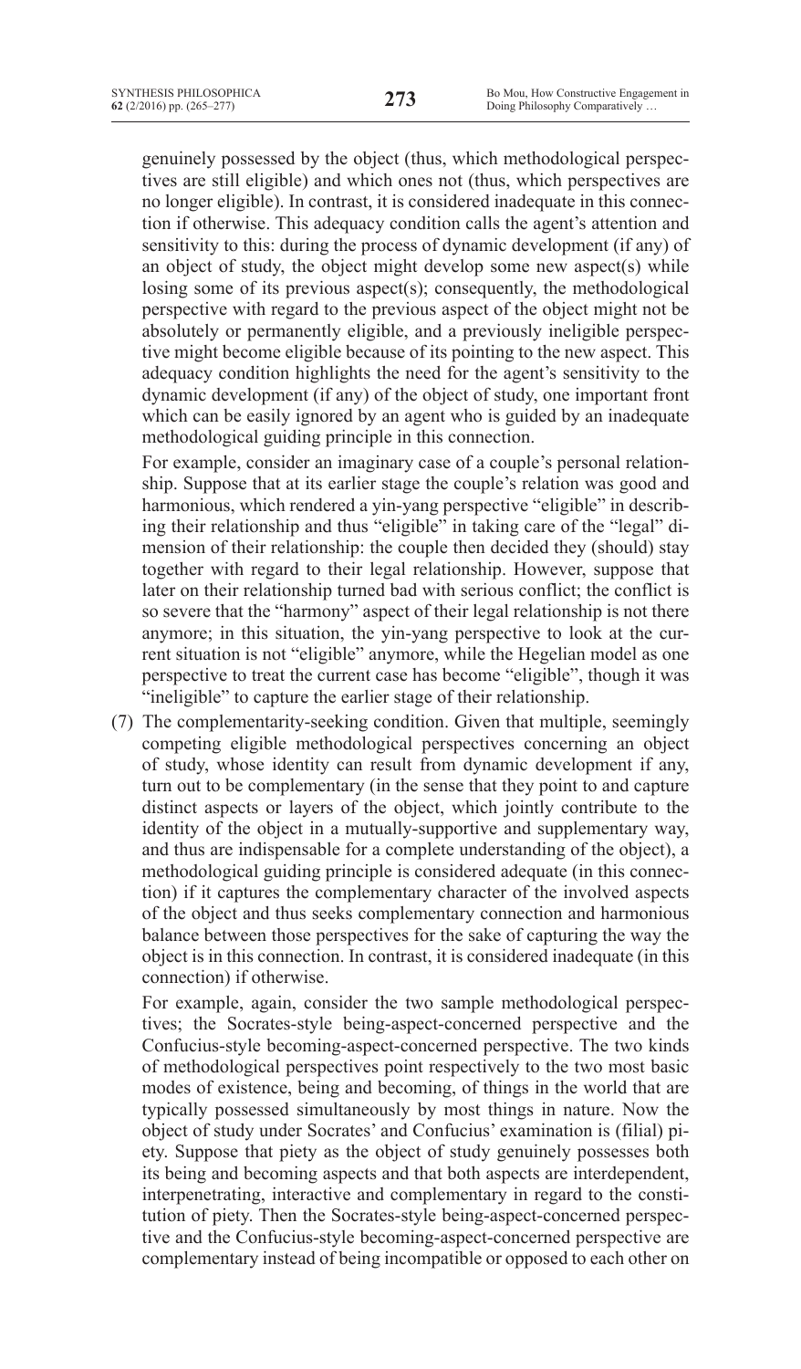genuinely possessed by the object (thus, which methodological perspectives are still eligible) and which ones not (thus, which perspectives are no longer eligible). In contrast, it is considered inadequate in this connection if otherwise. This adequacy condition calls the agent's attention and sensitivity to this: during the process of dynamic development (if any) of an object of study, the object might develop some new aspect(s) while losing some of its previous aspect(s); consequently, the methodological perspective with regard to the previous aspect of the object might not be absolutely or permanently eligible, and a previously ineligible perspective might become eligible because of its pointing to the new aspect. This adequacy condition highlights the need for the agent's sensitivity to the dynamic development (if any) of the object of study, one important front which can be easily ignored by an agent who is guided by an inadequate methodological guiding principle in this connection.

For example, consider an imaginary case of a couple's personal relationship. Suppose that at its earlier stage the couple's relation was good and harmonious, which rendered a yin-yang perspective "eligible" in describing their relationship and thus "eligible" in taking care of the "legal" dimension of their relationship: the couple then decided they (should) stay together with regard to their legal relationship. However, suppose that later on their relationship turned bad with serious conflict; the conflict is so severe that the "harmony" aspect of their legal relationship is not there anymore; in this situation, the yin-yang perspective to look at the current situation is not "eligible" anymore, while the Hegelian model as one perspective to treat the current case has become "eligible", though it was "ineligible" to capture the earlier stage of their relationship.

(7) The complementarity-seeking condition. Given that multiple, seemingly competing eligible methodological perspectives concerning an object of study, whose identity can result from dynamic development if any, turn out to be complementary (in the sense that they point to and capture distinct aspects or layers of the object, which jointly contribute to the identity of the object in a mutually-supportive and supplementary way, and thus are indispensable for a complete understanding of the object), a methodological guiding principle is considered adequate (in this connection) if it captures the complementary character of the involved aspects of the object and thus seeks complementary connection and harmonious balance between those perspectives for the sake of capturing the way the object is in this connection. In contrast, it is considered inadequate (in this connection) if otherwise.

For example, again, consider the two sample methodological perspectives; the Socrates-style being-aspect-concerned perspective and the Confucius-style becoming-aspect-concerned perspective. The two kinds of methodological perspectives point respectively to the two most basic modes of existence, being and becoming, of things in the world that are typically possessed simultaneously by most things in nature. Now the object of study under Socrates' and Confucius' examination is (filial) piety. Suppose that piety as the object of study genuinely possesses both its being and becoming aspects and that both aspects are interdependent, interpenetrating, interactive and complementary in regard to the constitution of piety. Then the Socrates-style being-aspect-concerned perspective and the Confucius-style becoming-aspect-concerned perspective are complementary instead of being incompatible or opposed to each other on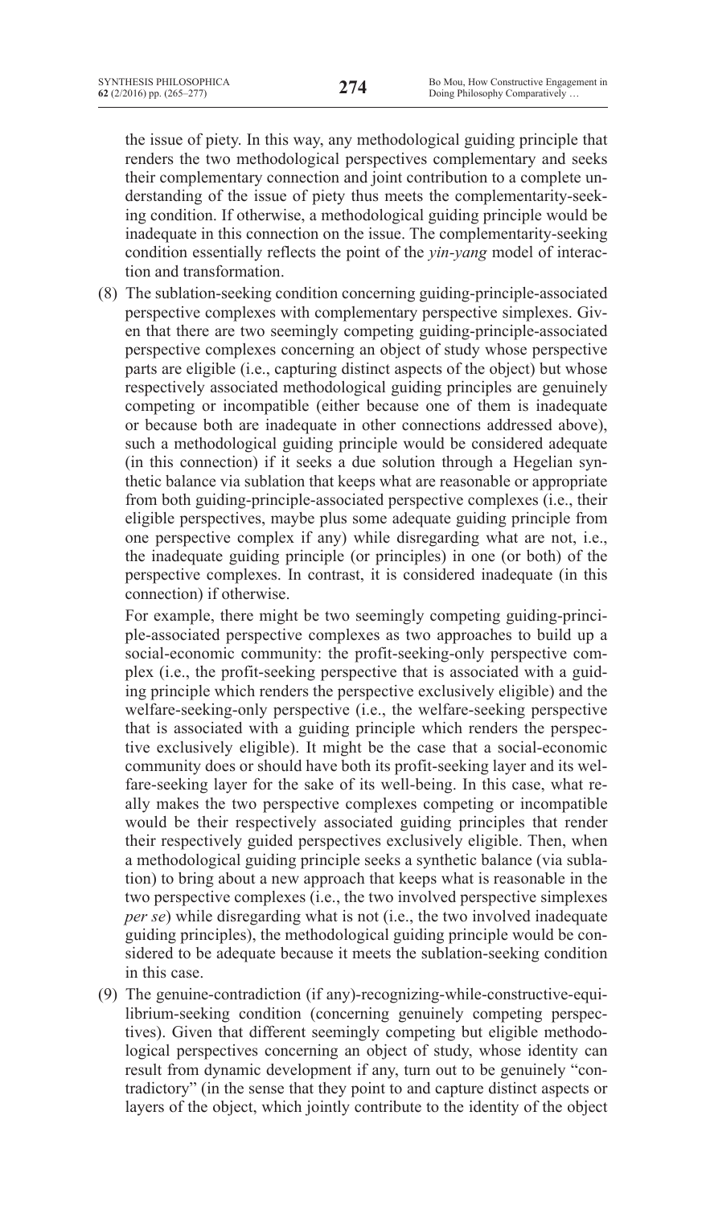the issue of piety. In this way, any methodological guiding principle that renders the two methodological perspectives complementary and seeks their complementary connection and joint contribution to a complete understanding of the issue of piety thus meets the complementarity-seeking condition. If otherwise, a methodological guiding principle would be inadequate in this connection on the issue. The complementarity-seeking condition essentially reflects the point of the *yin-yang* model of interaction and transformation.

(8) The sublation-seeking condition concerning guiding-principle-associated perspective complexes with complementary perspective simplexes. Given that there are two seemingly competing guiding-principle-associated perspective complexes concerning an object of study whose perspective parts are eligible (i.e., capturing distinct aspects of the object) but whose respectively associated methodological guiding principles are genuinely competing or incompatible (either because one of them is inadequate or because both are inadequate in other connections addressed above), such a methodological guiding principle would be considered adequate (in this connection) if it seeks a due solution through a Hegelian synthetic balance via sublation that keeps what are reasonable or appropriate from both guiding-principle-associated perspective complexes (i.e., their eligible perspectives, maybe plus some adequate guiding principle from one perspective complex if any) while disregarding what are not, i.e., the inadequate guiding principle (or principles) in one (or both) of the perspective complexes. In contrast, it is considered inadequate (in this connection) if otherwise.

For example, there might be two seemingly competing guiding-principle-associated perspective complexes as two approaches to build up a social-economic community: the profit-seeking-only perspective complex (i.e., the profit-seeking perspective that is associated with a guiding principle which renders the perspective exclusively eligible) and the welfare-seeking-only perspective (i.e., the welfare-seeking perspective that is associated with a guiding principle which renders the perspective exclusively eligible). It might be the case that a social-economic community does or should have both its profit-seeking layer and its welfare-seeking layer for the sake of its well-being. In this case, what really makes the two perspective complexes competing or incompatible would be their respectively associated guiding principles that render their respectively guided perspectives exclusively eligible. Then, when a methodological guiding principle seeks a synthetic balance (via sublation) to bring about a new approach that keeps what is reasonable in the two perspective complexes (i.e., the two involved perspective simplexes *per se*) while disregarding what is not (i.e., the two involved inadequate guiding principles), the methodological guiding principle would be considered to be adequate because it meets the sublation-seeking condition in this case.

(9) The genuine-contradiction (if any)-recognizing-while-constructive-equilibrium-seeking condition (concerning genuinely competing perspectives). Given that different seemingly competing but eligible methodological perspectives concerning an object of study, whose identity can result from dynamic development if any, turn out to be genuinely "contradictory" (in the sense that they point to and capture distinct aspects or layers of the object, which jointly contribute to the identity of the object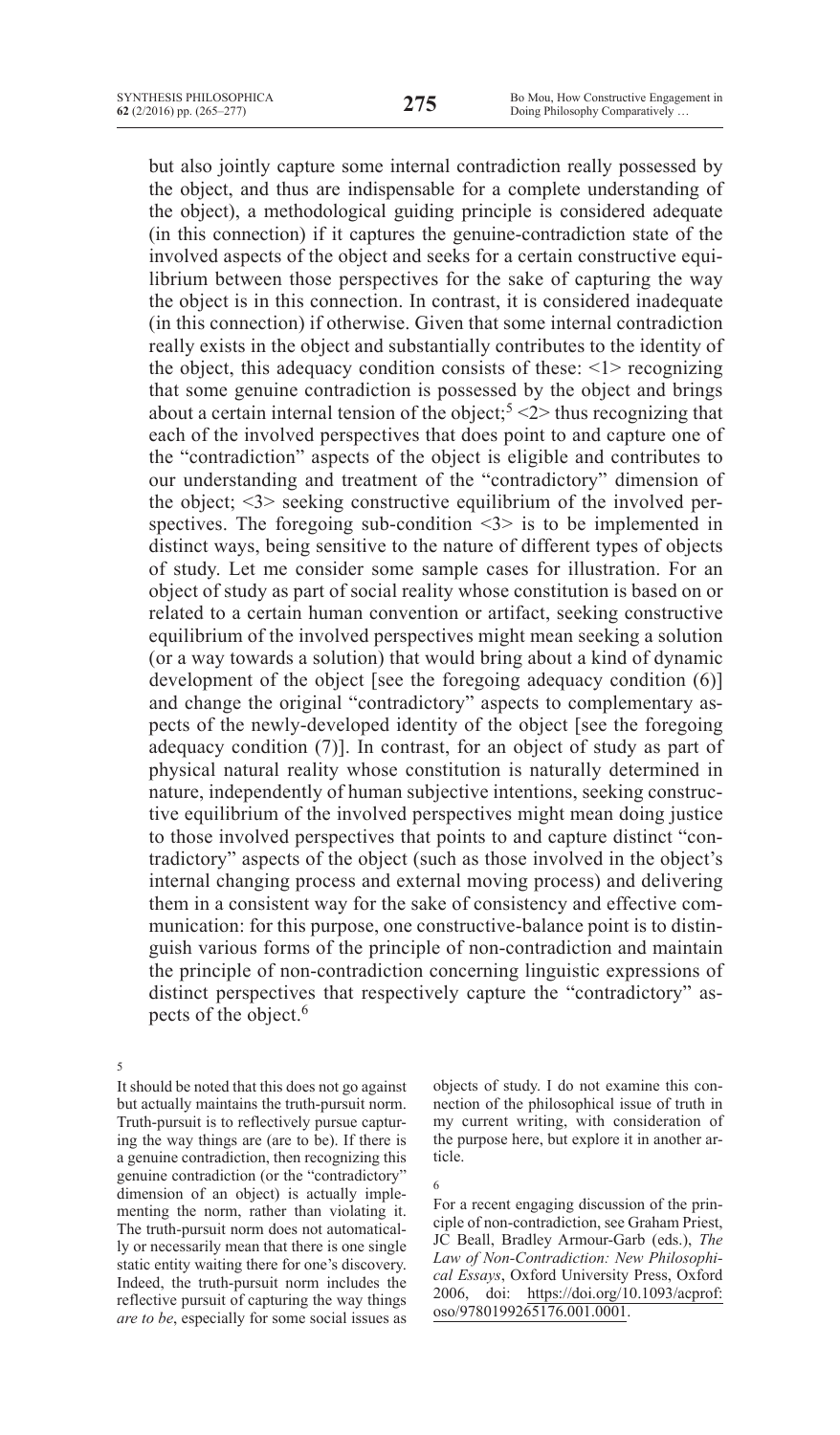but also jointly capture some internal contradiction really possessed by the object, and thus are indispensable for a complete understanding of the object), a methodological guiding principle is considered adequate (in this connection) if it captures the genuine-contradiction state of the involved aspects of the object and seeks for a certain constructive equilibrium between those perspectives for the sake of capturing the way the object is in this connection. In contrast, it is considered inadequate (in this connection) if otherwise. Given that some internal contradiction really exists in the object and substantially contributes to the identity of the object, this adequacy condition consists of these: <1> recognizing that some genuine contradiction is possessed by the object and brings about a certain internal tension of the object;[5] <2> thus recognizing that each of the involved perspectives that does point to and capture one of the "contradiction" aspects of the object is eligible and contributes to our understanding and treatment of the "contradictory" dimension of the object; <3> seeking constructive equilibrium of the involved perspectives. The foregoing sub-condition <3> is to be implemented in distinct ways, being sensitive to the nature of different types of objects of study. Let me consider some sample cases for illustration. For an object of study as part of social reality whose constitution is based on or related to a certain human convention or artifact, seeking constructive equilibrium of the involved perspectives might mean seeking a solution (or a way towards a solution) that would bring about a kind of dynamic development of the object [see the foregoing adequacy condition (6)] and change the original "contradictory" aspects to complementary aspects of the newly-developed identity of the object [see the foregoing adequacy condition (7)]. In contrast, for an object of study as part of physical natural reality whose constitution is naturally determined in nature, independently of human subjective intentions, seeking constructive equilibrium of the involved perspectives might mean doing justice to those involved perspectives that points to and capture distinct "contradictory" aspects of the object (such as those involved in the object's internal changing process and external moving process) and delivering them in a consistent way for the sake of consistency and effective communication: for this purpose, one constructive-balance point is to distinguish various forms of the principle of non-contradiction and maintain the principle of non-contradiction concerning linguistic expressions of distinct perspectives that respectively capture the "contradictory" aspects of the object.[6]

---

[5] It should be noted that this does not go against but actually maintains the truth-pursuit norm. Truth-pursuit is to reflectively pursue capturing the way things are (are to be). If there is a genuine contradiction, then recognizing this genuine contradiction (or the "contradictory" dimension of an object) is actually implementing the norm, rather than violating it. The truth-pursuit norm does not automatically or necessarily mean that there is one single static entity waiting there for one's discovery. Indeed, the truth-pursuit norm includes the reflective pursuit of capturing the way things *are to be*, especially for some social issues as objects of study. I do not examine this connection of the philosophical issue of truth in my current writing, with consideration of the purpose here, but explore it in another article.

[6] For a recent engaging discussion of the principle of non-contradiction, see Graham Priest, JC Beall, Bradley Armour-Garb (eds.), *The Law of Non-Contradiction: New Philosophical Essays*, Oxford University Press, Oxford 2006, doi: https://doi.org/10.1093/acprof:oso/9780199265176.001.0001.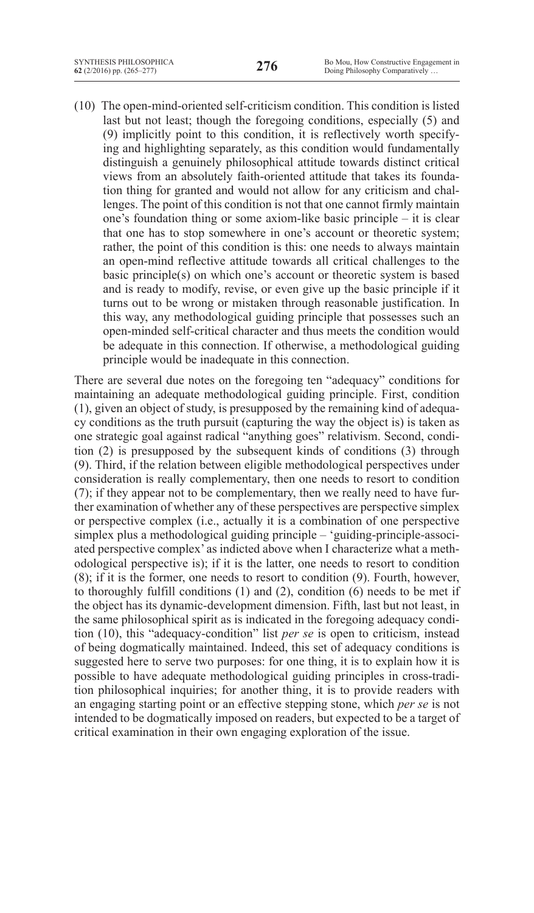(10) The open-mind-oriented self-criticism condition. This condition is listed last but not least; though the foregoing conditions, especially (5) and (9) implicitly point to this condition, it is reflectively worth specifying and highlighting separately, as this condition would fundamentally distinguish a genuinely philosophical attitude towards distinct critical views from an absolutely faith-oriented attitude that takes its foundation thing for granted and would not allow for any criticism and challenges. The point of this condition is not that one cannot firmly maintain one's foundation thing or some axiom-like basic principle – it is clear that one has to stop somewhere in one's account or theoretic system; rather, the point of this condition is this: one needs to always maintain an open-mind reflective attitude towards all critical challenges to the basic principle(s) on which one's account or theoretic system is based and is ready to modify, revise, or even give up the basic principle if it turns out to be wrong or mistaken through reasonable justification. In this way, any methodological guiding principle that possesses such an open-minded self-critical character and thus meets the condition would be adequate in this connection. If otherwise, a methodological guiding principle would be inadequate in this connection.

There are several due notes on the foregoing ten "adequacy" conditions for maintaining an adequate methodological guiding principle. First, condition (1), given an object of study, is presupposed by the remaining kind of adequacy conditions as the truth pursuit (capturing the way the object is) is taken as one strategic goal against radical "anything goes" relativism. Second, condition (2) is presupposed by the subsequent kinds of conditions (3) through (9). Third, if the relation between eligible methodological perspectives under consideration is really complementary, then one needs to resort to condition (7); if they appear not to be complementary, then we really need to have further examination of whether any of these perspectives are perspective simplex or perspective complex (i.e., actually it is a combination of one perspective simplex plus a methodological guiding principle – 'guiding-principle-associated perspective complex' as indicted above when I characterize what a methodological perspective is); if it is the latter, one needs to resort to condition (8); if it is the former, one needs to resort to condition (9). Fourth, however, to thoroughly fulfill conditions (1) and (2), condition (6) needs to be met if the object has its dynamic-development dimension. Fifth, last but not least, in the same philosophical spirit as is indicated in the foregoing adequacy condition (10), this "adequacy-condition" list *per se* is open to criticism, instead of being dogmatically maintained. Indeed, this set of adequacy conditions is suggested here to serve two purposes: for one thing, it is to explain how it is possible to have adequate methodological guiding principles in cross-tradition philosophical inquiries; for another thing, it is to provide readers with an engaging starting point or an effective stepping stone, which *per se* is not intended to be dogmatically imposed on readers, but expected to be a target of critical examination in their own engaging exploration of the issue.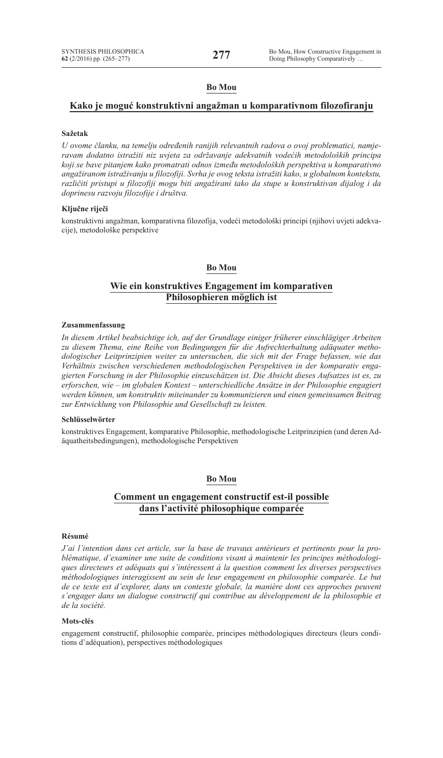**Bo Mou**

## Kako je moguć konstruktivni angažman u komparativnom filozofiranju

### Sažetak

*U ovome članku, na temelju određenih ranijih relevantnih radova o ovoj problematici, namjeravam dodatno istražiti niz uvjeta za održavanje adekvatnih vodećih metodoloških principa koji se bave pitanjem kako promatrati odnos između metodoloških perspektiva u komparativno angažiranom istraživanju u filozofiji. Svrha je ovog teksta istražiti kako, u globalnom kontekstu, različiti pristupi u filozofiji mogu biti angažirani tako da stupe u konstruktivan dijalog i da doprinesu razvoju filozofije i društva.*

### Ključne riječi

konstruktivni angažman, komparativna filozofija, vodeći metodološki principi (njihovi uvjeti adekvacije), metodološke perspektive

**Bo Mou**

## Wie ein konstruktives Engagement im komparativen Philosophieren möglich ist

### Zusammenfassung

*In diesem Artikel beabsichtige ich, auf der Grundlage einiger früherer einschlägiger Arbeiten zu diesem Thema, eine Reihe von Bedingungen für die Aufrechterhaltung adäquater methodologischer Leitprinzipien weiter zu untersuchen, die sich mit der Frage befassen, wie das Verhältnis zwischen verschiedenen methodologischen Perspektiven in der komparativ engagierten Forschung in der Philosophie einzuschätzen ist. Die Absicht dieses Aufsatzes ist es, zu erforschen, wie – im globalen Kontext – unterschiedliche Ansätze in der Philosophie engagiert werden können, um konstruktiv miteinander zu kommunizieren und einen gemeinsamen Beitrag zur Entwicklung von Philosophie und Gesellschaft zu leisten.*

### Schlüsselwörter

konstruktives Engagement, komparative Philosophie, methodologische Leitprinzipien (und deren Adäquatheitsbedingungen), methodologische Perspektiven

**Bo Mou**

## Comment un engagement constructif est-il possible dans l'activité philosophique comparée

### Résumé

*J'ai l'intention dans cet article, sur la base de travaux antérieurs et pertinents pour la problématique, d'examiner une suite de conditions visant à maintenir les principes méthodologiques directeurs et adéquats qui s'intéressent à la question comment les diverses perspectives méthodologiques interagissent au sein de leur engagement en philosophie comparée. Le but de ce texte est d'explorer, dans un contexte globale, la manière dont ces approches peuvent s'engager dans un dialogue constructif qui contribue au développement de la philosophie et de la société.*

### Mots-clés

engagement constructif, philosophie comparée, principes méthodologiques directeurs (leurs conditions d'adéquation), perspectives méthodologiques